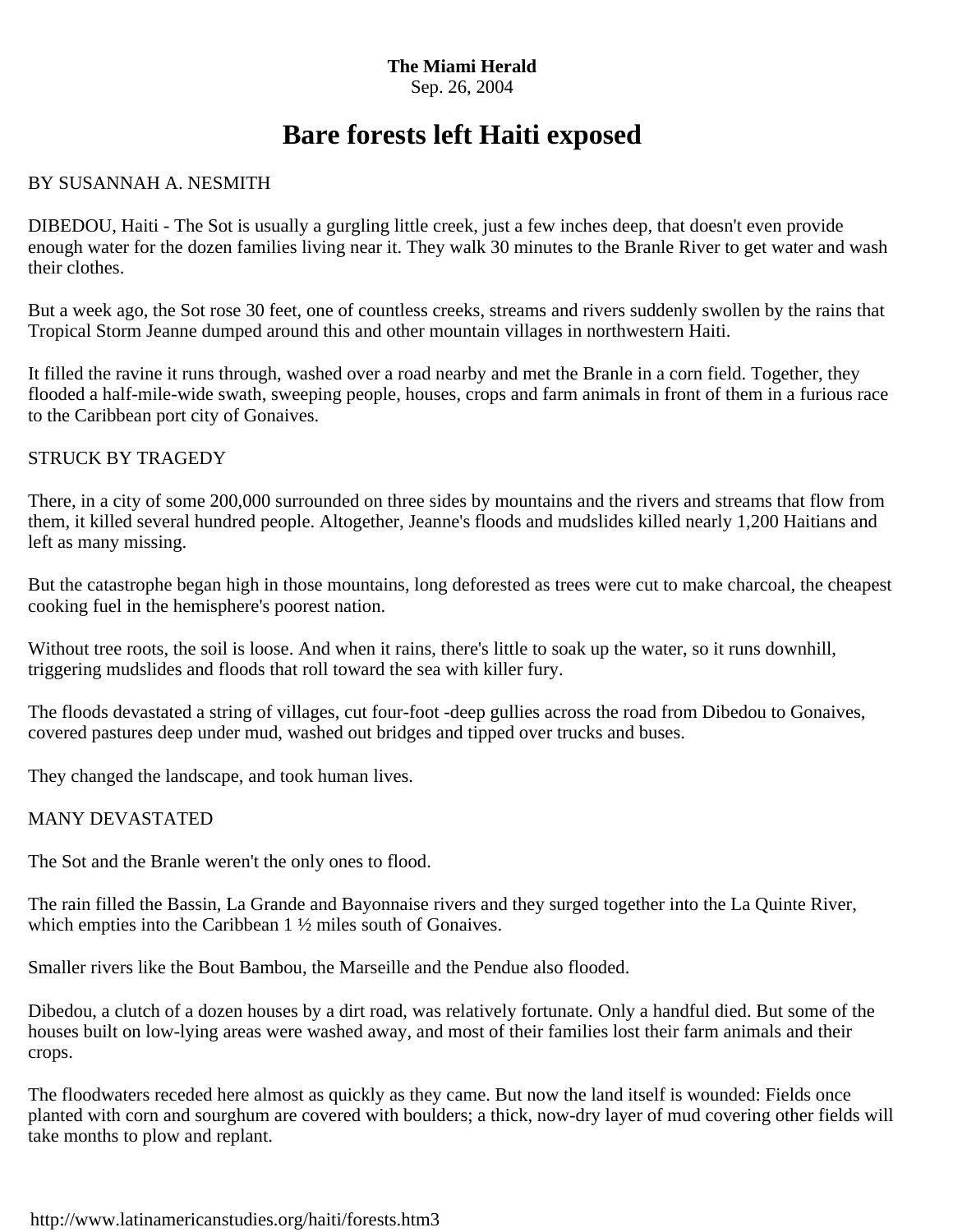**The Miami Herald**
Sep. 26, 2004

# Bare forests left Haiti exposed

BY SUSANNAH A. NESMITH

DIBEDOU, Haiti - The Sot is usually a gurgling little creek, just a few inches deep, that doesn't even provide enough water for the dozen families living near it. They walk 30 minutes to the Branle River to get water and wash their clothes.

But a week ago, the Sot rose 30 feet, one of countless creeks, streams and rivers suddenly swollen by the rains that Tropical Storm Jeanne dumped around this and other mountain villages in northwestern Haiti.

It filled the ravine it runs through, washed over a road nearby and met the Branle in a corn field. Together, they flooded a half-mile-wide swath, sweeping people, houses, crops and farm animals in front of them in a furious race to the Caribbean port city of Gonaives.

STRUCK BY TRAGEDY

There, in a city of some 200,000 surrounded on three sides by mountains and the rivers and streams that flow from them, it killed several hundred people. Altogether, Jeanne's floods and mudslides killed nearly 1,200 Haitians and left as many missing.

But the catastrophe began high in those mountains, long deforested as trees were cut to make charcoal, the cheapest cooking fuel in the hemisphere's poorest nation.

Without tree roots, the soil is loose. And when it rains, there's little to soak up the water, so it runs downhill, triggering mudslides and floods that roll toward the sea with killer fury.

The floods devastated a string of villages, cut four-foot -deep gullies across the road from Dibedou to Gonaives, covered pastures deep under mud, washed out bridges and tipped over trucks and buses.

They changed the landscape, and took human lives.

MANY DEVASTATED

The Sot and the Branle weren't the only ones to flood.

The rain filled the Bassin, La Grande and Bayonnaise rivers and they surged together into the La Quinte River, which empties into the Caribbean 1 ½ miles south of Gonaives.

Smaller rivers like the Bout Bambou, the Marseille and the Pendue also flooded.

Dibedou, a clutch of a dozen houses by a dirt road, was relatively fortunate. Only a handful died. But some of the houses built on low-lying areas were washed away, and most of their families lost their farm animals and their crops.

The floodwaters receded here almost as quickly as they came. But now the land itself is wounded: Fields once planted with corn and sourghum are covered with boulders; a thick, now-dry layer of mud covering other fields will take months to plow and replant.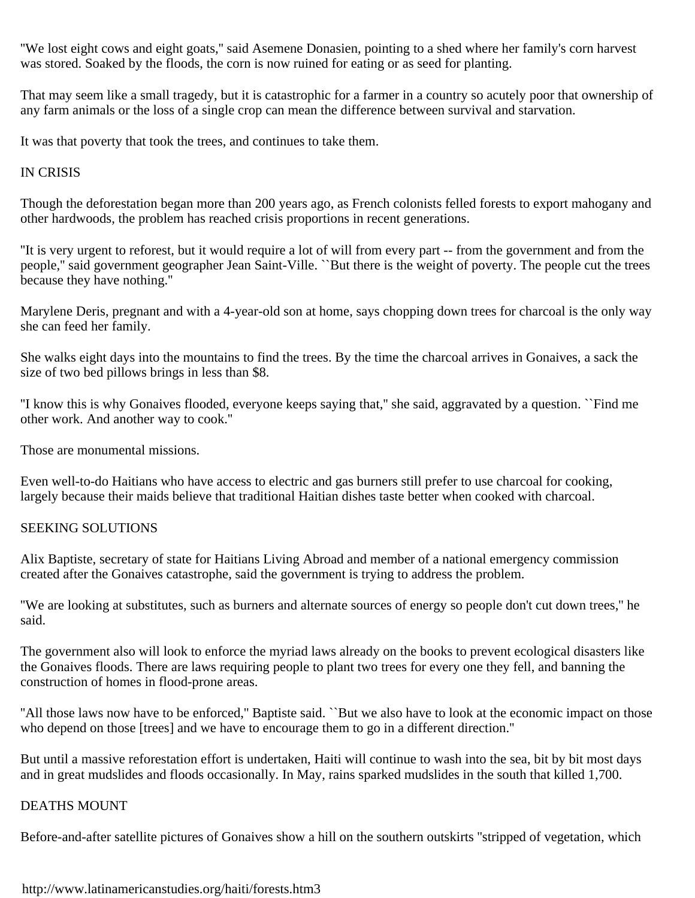"We lost eight cows and eight goats," said Asemene Donasien, pointing to a shed where her family's corn harvest was stored. Soaked by the floods, the corn is now ruined for eating or as seed for planting.

That may seem like a small tragedy, but it is catastrophic for a farmer in a country so acutely poor that ownership of any farm animals or the loss of a single crop can mean the difference between survival and starvation.

It was that poverty that took the trees, and continues to take them.

## IN CRISIS

Though the deforestation began more than 200 years ago, as French colonists felled forests to export mahogany and other hardwoods, the problem has reached crisis proportions in recent generations.

"It is very urgent to reforest, but it would require a lot of will from every part -- from the government and from the people," said government geographer Jean Saint-Ville. ``But there is the weight of poverty. The people cut the trees because they have nothing.''

Marylene Deris, pregnant and with a 4-year-old son at home, says chopping down trees for charcoal is the only way she can feed her family.

She walks eight days into the mountains to find the trees. By the time the charcoal arrives in Gonaives, a sack the size of two bed pillows brings in less than $8.

"I know this is why Gonaives flooded, everyone keeps saying that," she said, aggravated by a question. ``Find me other work. And another way to cook.''

Those are monumental missions.

Even well-to-do Haitians who have access to electric and gas burners still prefer to use charcoal for cooking, largely because their maids believe that traditional Haitian dishes taste better when cooked with charcoal.

## SEEKING SOLUTIONS

Alix Baptiste, secretary of state for Haitians Living Abroad and member of a national emergency commission created after the Gonaives catastrophe, said the government is trying to address the problem.

"We are looking at substitutes, such as burners and alternate sources of energy so people don't cut down trees," he said.

The government also will look to enforce the myriad laws already on the books to prevent ecological disasters like the Gonaives floods. There are laws requiring people to plant two trees for every one they fell, and banning the construction of homes in flood-prone areas.

"All those laws now have to be enforced," Baptiste said. ``But we also have to look at the economic impact on those who depend on those [trees] and we have to encourage them to go in a different direction.''

But until a massive reforestation effort is undertaken, Haiti will continue to wash into the sea, bit by bit most days and in great mudslides and floods occasionally. In May, rains sparked mudslides in the south that killed 1,700.

## DEATHS MOUNT

Before-and-after satellite pictures of Gonaives show a hill on the southern outskirts "stripped of vegetation, which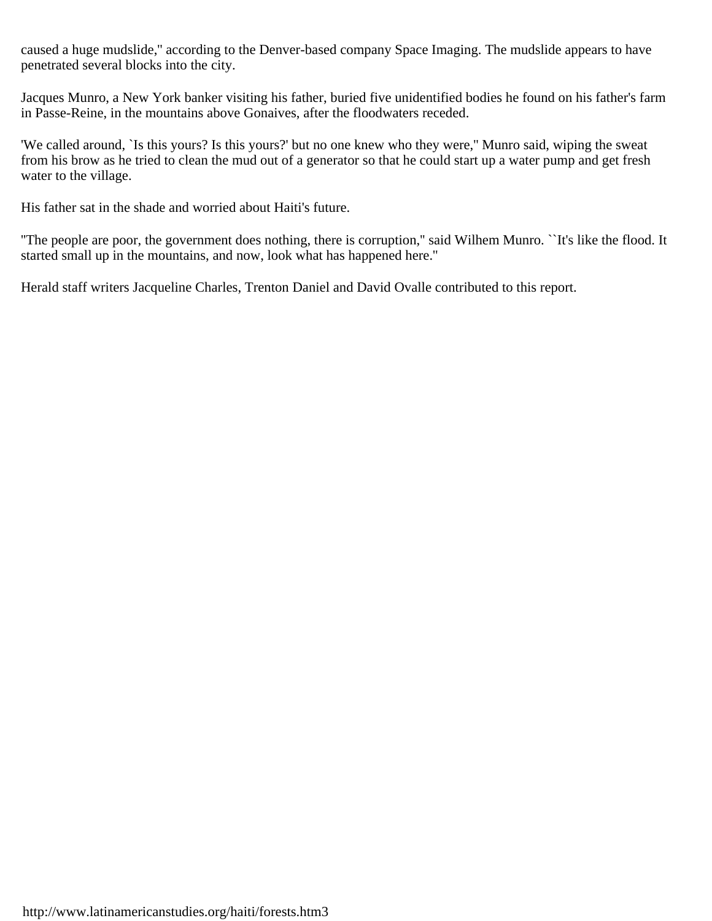caused a huge mudslide,'' according to the Denver-based company Space Imaging. The mudslide appears to have penetrated several blocks into the city.

Jacques Munro, a New York banker visiting his father, buried five unidentified bodies he found on his father's farm in Passe-Reine, in the mountains above Gonaives, after the floodwaters receded.

'We called around, `Is this yours? Is this yours?' but no one knew who they were,'' Munro said, wiping the sweat from his brow as he tried to clean the mud out of a generator so that he could start up a water pump and get fresh water to the village.

His father sat in the shade and worried about Haiti's future.

''The people are poor, the government does nothing, there is corruption,'' said Wilhem Munro. ``It's like the flood. It started small up in the mountains, and now, look what has happened here.''

Herald staff writers Jacqueline Charles, Trenton Daniel and David Ovalle contributed to this report.